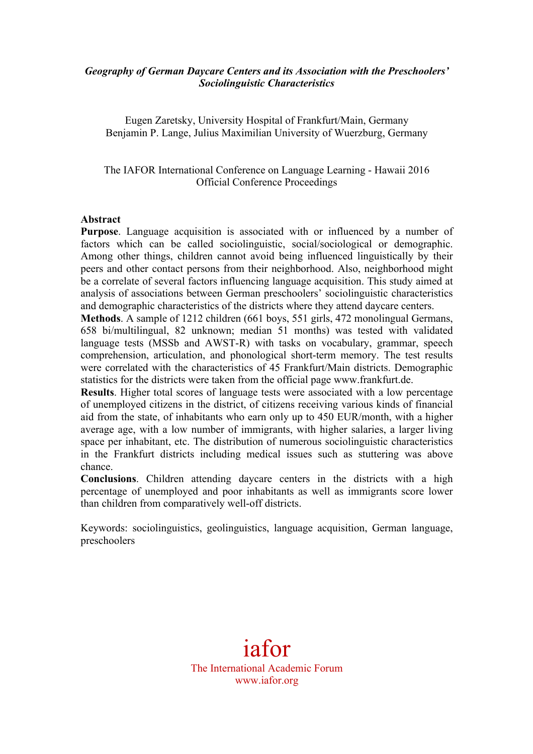***Geography of German Daycare Centers and its Association with the Preschoolers' Sociolinguistic Characteristics***

Eugen Zaretsky, University Hospital of Frankfurt/Main, Germany
Benjamin P. Lange, Julius Maximilian University of Wuerzburg, Germany

The IAFOR International Conference on Language Learning - Hawaii 2016
Official Conference Proceedings

**Abstract**

**Purpose**. Language acquisition is associated with or influenced by a number of factors which can be called sociolinguistic, social/sociological or demographic. Among other things, children cannot avoid being influenced linguistically by their peers and other contact persons from their neighborhood. Also, neighborhood might be a correlate of several factors influencing language acquisition. This study aimed at analysis of associations between German preschoolers' sociolinguistic characteristics and demographic characteristics of the districts where they attend daycare centers.

**Methods**. A sample of 1212 children (661 boys, 551 girls, 472 monolingual Germans, 658 bi/multilingual, 82 unknown; median 51 months) was tested with validated language tests (MSSb and AWST-R) with tasks on vocabulary, grammar, speech comprehension, articulation, and phonological short-term memory. The test results were correlated with the characteristics of 45 Frankfurt/Main districts. Demographic statistics for the districts were taken from the official page www.frankfurt.de.

**Results**. Higher total scores of language tests were associated with a low percentage of unemployed citizens in the district, of citizens receiving various kinds of financial aid from the state, of inhabitants who earn only up to 450 EUR/month, with a higher average age, with a low number of immigrants, with higher salaries, a larger living space per inhabitant, etc. The distribution of numerous sociolinguistic characteristics in the Frankfurt districts including medical issues such as stuttering was above chance.

**Conclusions**. Children attending daycare centers in the districts with a high percentage of unemployed and poor inhabitants as well as immigrants score lower than children from comparatively well-off districts.

Keywords: sociolinguistics, geolinguistics, language acquisition, German language, preschoolers

iafor
The International Academic Forum
www.iafor.org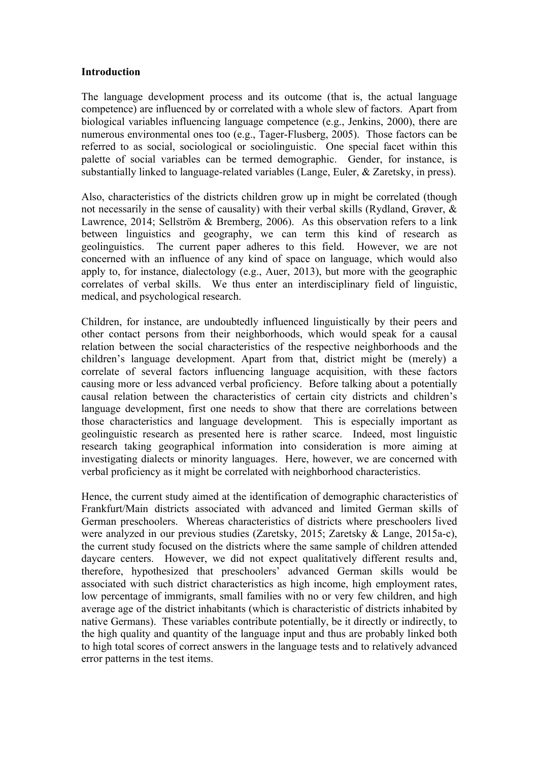## Introduction

The language development process and its outcome (that is, the actual language competence) are influenced by or correlated with a whole slew of factors. Apart from biological variables influencing language competence (e.g., Jenkins, 2000), there are numerous environmental ones too (e.g., Tager-Flusberg, 2005). Those factors can be referred to as social, sociological or sociolinguistic. One special facet within this palette of social variables can be termed demographic. Gender, for instance, is substantially linked to language-related variables (Lange, Euler, & Zaretsky, in press).

Also, characteristics of the districts children grow up in might be correlated (though not necessarily in the sense of causality) with their verbal skills (Rydland, Grøver, & Lawrence, 2014; Sellström & Bremberg, 2006). As this observation refers to a link between linguistics and geography, we can term this kind of research as geolinguistics. The current paper adheres to this field. However, we are not concerned with an influence of any kind of space on language, which would also apply to, for instance, dialectology (e.g., Auer, 2013), but more with the geographic correlates of verbal skills. We thus enter an interdisciplinary field of linguistic, medical, and psychological research.

Children, for instance, are undoubtedly influenced linguistically by their peers and other contact persons from their neighborhoods, which would speak for a causal relation between the social characteristics of the respective neighborhoods and the children's language development. Apart from that, district might be (merely) a correlate of several factors influencing language acquisition, with these factors causing more or less advanced verbal proficiency. Before talking about a potentially causal relation between the characteristics of certain city districts and children's language development, first one needs to show that there are correlations between those characteristics and language development. This is especially important as geolinguistic research as presented here is rather scarce. Indeed, most linguistic research taking geographical information into consideration is more aiming at investigating dialects or minority languages. Here, however, we are concerned with verbal proficiency as it might be correlated with neighborhood characteristics.

Hence, the current study aimed at the identification of demographic characteristics of Frankfurt/Main districts associated with advanced and limited German skills of German preschoolers. Whereas characteristics of districts where preschoolers lived were analyzed in our previous studies (Zaretsky, 2015; Zaretsky & Lange, 2015a-c), the current study focused on the districts where the same sample of children attended daycare centers. However, we did not expect qualitatively different results and, therefore, hypothesized that preschoolers' advanced German skills would be associated with such district characteristics as high income, high employment rates, low percentage of immigrants, small families with no or very few children, and high average age of the district inhabitants (which is characteristic of districts inhabited by native Germans). These variables contribute potentially, be it directly or indirectly, to the high quality and quantity of the language input and thus are probably linked both to high total scores of correct answers in the language tests and to relatively advanced error patterns in the test items.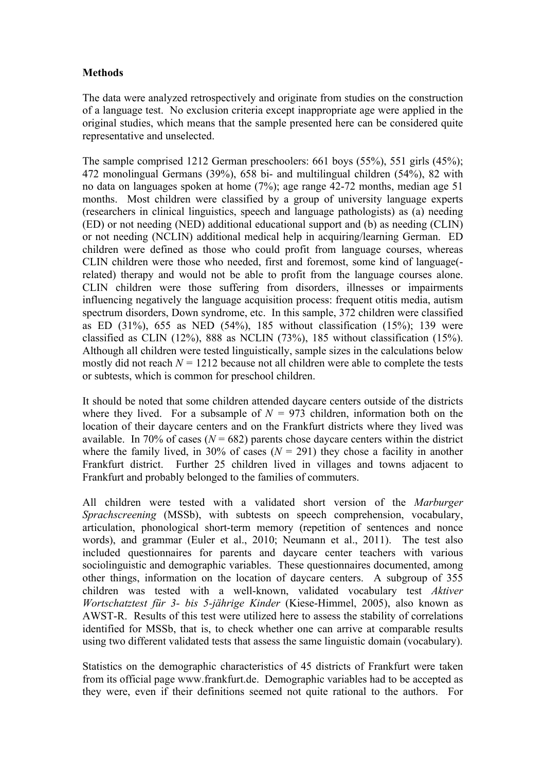**Methods**

The data were analyzed retrospectively and originate from studies on the construction of a language test. No exclusion criteria except inappropriate age were applied in the original studies, which means that the sample presented here can be considered quite representative and unselected.

The sample comprised 1212 German preschoolers: 661 boys (55%), 551 girls (45%); 472 monolingual Germans (39%), 658 bi- and multilingual children (54%), 82 with no data on languages spoken at home (7%); age range 42-72 months, median age 51 months. Most children were classified by a group of university language experts (researchers in clinical linguistics, speech and language pathologists) as (a) needing (ED) or not needing (NED) additional educational support and (b) as needing (CLIN) or not needing (NCLIN) additional medical help in acquiring/learning German. ED children were defined as those who could profit from language courses, whereas CLIN children were those who needed, first and foremost, some kind of language(-related) therapy and would not be able to profit from the language courses alone. CLIN children were those suffering from disorders, illnesses or impairments influencing negatively the language acquisition process: frequent otitis media, autism spectrum disorders, Down syndrome, etc. In this sample, 372 children were classified as ED (31%), 655 as NED (54%), 185 without classification (15%); 139 were classified as CLIN (12%), 888 as NCLIN (73%), 185 without classification (15%). Although all children were tested linguistically, sample sizes in the calculations below mostly did not reach $N = 1212$ because not all children were able to complete the tests or subtests, which is common for preschool children.

It should be noted that some children attended daycare centers outside of the districts where they lived. For a subsample of $N = 973$ children, information both on the location of their daycare centers and on the Frankfurt districts where they lived was available. In 70% of cases ($N = 682$) parents chose daycare centers within the district where the family lived, in 30% of cases ($N = 291$) they chose a facility in another Frankfurt district. Further 25 children lived in villages and towns adjacent to Frankfurt and probably belonged to the families of commuters.

All children were tested with a validated short version of the *Marburger Sprachscreening* (MSSb), with subtests on speech comprehension, vocabulary, articulation, phonological short-term memory (repetition of sentences and nonce words), and grammar (Euler et al., 2010; Neumann et al., 2011). The test also included questionnaires for parents and daycare center teachers with various sociolinguistic and demographic variables. These questionnaires documented, among other things, information on the location of daycare centers. A subgroup of 355 children was tested with a well-known, validated vocabulary test *Aktiver Wortschatztest für 3- bis 5-jährige Kinder* (Kiese-Himmel, 2005), also known as AWST-R. Results of this test were utilized here to assess the stability of correlations identified for MSSb, that is, to check whether one can arrive at comparable results using two different validated tests that assess the same linguistic domain (vocabulary).

Statistics on the demographic characteristics of 45 districts of Frankfurt were taken from its official page www.frankfurt.de. Demographic variables had to be accepted as they were, even if their definitions seemed not quite rational to the authors. For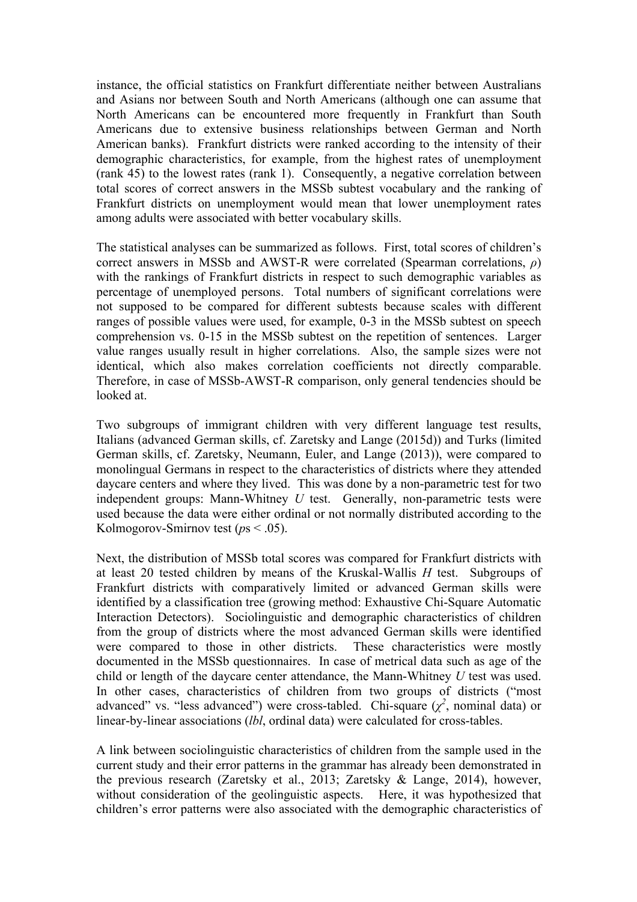instance, the official statistics on Frankfurt differentiate neither between Australians and Asians nor between South and North Americans (although one can assume that North Americans can be encountered more frequently in Frankfurt than South Americans due to extensive business relationships between German and North American banks). Frankfurt districts were ranked according to the intensity of their demographic characteristics, for example, from the highest rates of unemployment (rank 45) to the lowest rates (rank 1). Consequently, a negative correlation between total scores of correct answers in the MSSb subtest vocabulary and the ranking of Frankfurt districts on unemployment would mean that lower unemployment rates among adults were associated with better vocabulary skills.

The statistical analyses can be summarized as follows. First, total scores of children's correct answers in MSSb and AWST-R were correlated (Spearman correlations, $\rho$) with the rankings of Frankfurt districts in respect to such demographic variables as percentage of unemployed persons. Total numbers of significant correlations were not supposed to be compared for different subtests because scales with different ranges of possible values were used, for example, 0-3 in the MSSb subtest on speech comprehension vs. 0-15 in the MSSb subtest on the repetition of sentences. Larger value ranges usually result in higher correlations. Also, the sample sizes were not identical, which also makes correlation coefficients not directly comparable. Therefore, in case of MSSb-AWST-R comparison, only general tendencies should be looked at.

Two subgroups of immigrant children with very different language test results, Italians (advanced German skills, cf. Zaretsky and Lange (2015d)) and Turks (limited German skills, cf. Zaretsky, Neumann, Euler, and Lange (2013)), were compared to monolingual Germans in respect to the characteristics of districts where they attended daycare centers and where they lived. This was done by a non-parametric test for two independent groups: Mann-Whitney *U* test. Generally, non-parametric tests were used because the data were either ordinal or not normally distributed according to the Kolmogorov-Smirnov test ($p$s $< .05$).

Next, the distribution of MSSb total scores was compared for Frankfurt districts with at least 20 tested children by means of the Kruskal-Wallis *H* test. Subgroups of Frankfurt districts with comparatively limited or advanced German skills were identified by a classification tree (growing method: Exhaustive Chi-Square Automatic Interaction Detectors). Sociolinguistic and demographic characteristics of children from the group of districts where the most advanced German skills were identified were compared to those in other districts. These characteristics were mostly documented in the MSSb questionnaires. In case of metrical data such as age of the child or length of the daycare center attendance, the Mann-Whitney *U* test was used. In other cases, characteristics of children from two groups of districts ("most advanced" vs. "less advanced") were cross-tabled. Chi-square ($\chi^2$, nominal data) or linear-by-linear associations (*lbl*, ordinal data) were calculated for cross-tables.

A link between sociolinguistic characteristics of children from the sample used in the current study and their error patterns in the grammar has already been demonstrated in the previous research (Zaretsky et al., 2013; Zaretsky & Lange, 2014), however, without consideration of the geolinguistic aspects. Here, it was hypothesized that children's error patterns were also associated with the demographic characteristics of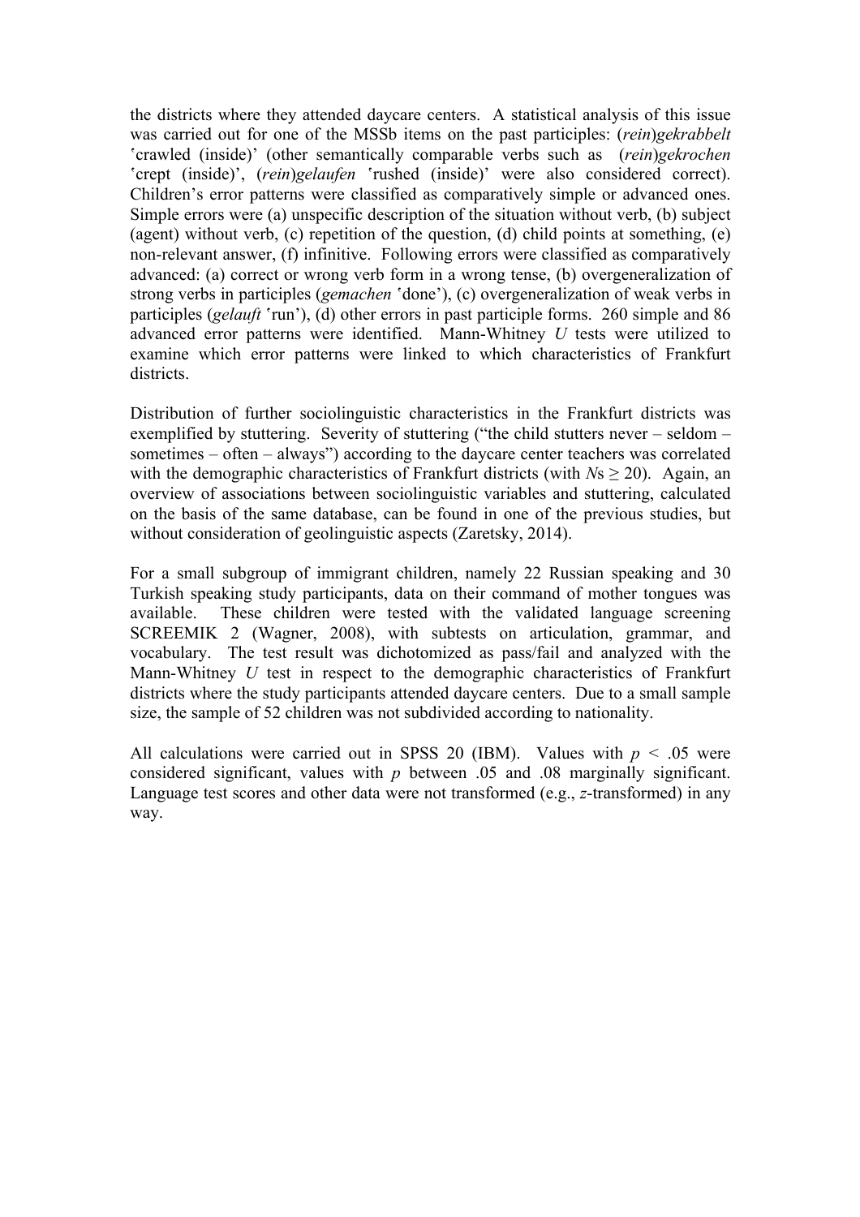the districts where they attended daycare centers. A statistical analysis of this issue was carried out for one of the MSSb items on the past participles: (*rein*)*gekrabbelt* ʽcrawled (inside)' (other semantically comparable verbs such as (*rein*)*gekrochen* ʽcrept (inside)', (*rein*)*gelaufen* ʽrushed (inside)' were also considered correct). Children's error patterns were classified as comparatively simple or advanced ones. Simple errors were (a) unspecific description of the situation without verb, (b) subject (agent) without verb, (c) repetition of the question, (d) child points at something, (e) non-relevant answer, (f) infinitive. Following errors were classified as comparatively advanced: (a) correct or wrong verb form in a wrong tense, (b) overgeneralization of strong verbs in participles (*gemachen* ʽdone'), (c) overgeneralization of weak verbs in participles (*gelauft* ʽrun'), (d) other errors in past participle forms. 260 simple and 86 advanced error patterns were identified. Mann-Whitney *U* tests were utilized to examine which error patterns were linked to which characteristics of Frankfurt districts.

Distribution of further sociolinguistic characteristics in the Frankfurt districts was exemplified by stuttering. Severity of stuttering ("the child stutters never – seldom – sometimes – often – always") according to the daycare center teachers was correlated with the demographic characteristics of Frankfurt districts (with $N$s $\geq 20$). Again, an overview of associations between sociolinguistic variables and stuttering, calculated on the basis of the same database, can be found in one of the previous studies, but without consideration of geolinguistic aspects (Zaretsky, 2014).

For a small subgroup of immigrant children, namely 22 Russian speaking and 30 Turkish speaking study participants, data on their command of mother tongues was available. These children were tested with the validated language screening SCREEMIK 2 (Wagner, 2008), with subtests on articulation, grammar, and vocabulary. The test result was dichotomized as pass/fail and analyzed with the Mann-Whitney *U* test in respect to the demographic characteristics of Frankfurt districts where the study participants attended daycare centers. Due to a small sample size, the sample of 52 children was not subdivided according to nationality.

All calculations were carried out in SPSS 20 (IBM). Values with $p < .05$ were considered significant, values with $p$ between .05 and .08 marginally significant. Language test scores and other data were not transformed (e.g., $z$-transformed) in any way.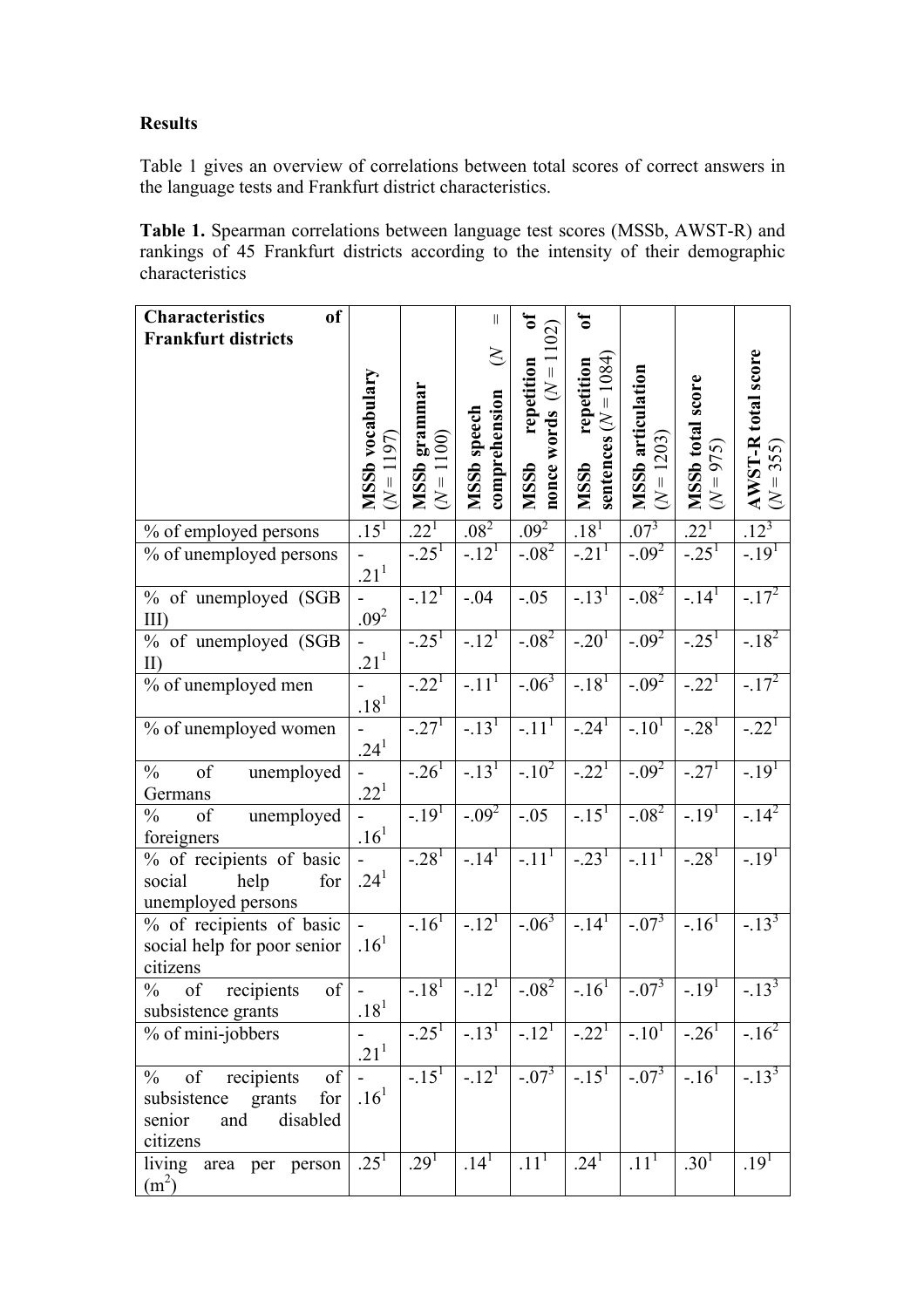**Results**

Table 1 gives an overview of correlations between total scores of correct answers in the language tests and Frankfurt district characteristics.

**Table 1.** Spearman correlations between language test scores (MSSb, AWST-R) and rankings of 45 Frankfurt districts according to the intensity of their demographic characteristics

| Characteristics of Frankfurt districts | MSSb vocabulary ($N$ = 1197) | MSSb grammar ($N$ = 1100) | MSSb speech comprehension ($N$ = | MSSb repetition of nonce words ($N$ = 1102) | MSSb repetition of sentences ($N$ = 1084) | MSSb articulation ($N$ = 1203) | MSSb total score ($N$ = 975) | AWST-R total score ($N$ = 355) |
|---|---|---|---|---|---|---|---|---|
| % of employed persons | .15[1] | .22[1] | .08[2] | .09[2] | .18[1] | .07[3] | .22[1] | .12[3] |
| % of unemployed persons | -.21[1] | -.25[1] | -.12[1] | -.08[2] | -.21[1] | -.09[2] | -.25[1] | -.19[1] |
| % of unemployed (SGB III) | -.09[2] | -.12[1] | -.04 | -.05 | -.13[1] | -.08[2] | -.14[1] | -.17[2] |
| % of unemployed (SGB II) | -.21[1] | -.25[1] | -.12[1] | -.08[2] | -.20[1] | -.09[2] | -.25[1] | -.18[2] |
| % of unemployed men | -.18[1] | -.22[1] | -.11[1] | -.06[3] | -.18[1] | -.09[2] | -.22[1] | -.17[2] |
| % of unemployed women | -.24[1] | -.27[1] | -.13[1] | -.11[1] | -.24[1] | -.10[1] | -.28[1] | -.22[1] |
| % of unemployed Germans | -.22[1] | -.26[1] | -.13[1] | -.10[2] | -.22[1] | -.09[2] | -.27[1] | -.19[1] |
| % of unemployed foreigners | -.16[1] | -.19[1] | -.09[2] | -.05 | -.15[1] | -.08[2] | -.19[1] | -.14[2] |
| % of recipients of basic social help for unemployed persons | -.24[1] | -.28[1] | -.14[1] | -.11[1] | -.23[1] | -.11[1] | -.28[1] | -.19[1] |
| % of recipients of basic social help for poor senior citizens | -.16[1] | -.16[1] | -.12[1] | -.06[3] | -.14[1] | -.07[3] | -.16[1] | -.13[3] |
| % of recipients of subsistence grants | -.18[1] | -.18[1] | -.12[1] | -.08[2] | -.16[1] | -.07[3] | -.19[1] | -.13[3] |
| % of mini-jobbers | -.21[1] | -.25[1] | -.13[1] | -.12[1] | -.22[1] | -.10[1] | -.26[1] | -.16[2] |
| % of recipients of subsistence grants for senior and disabled citizens | -.16[1] | -.15[1] | -.12[1] | -.07[3] | -.15[1] | -.07[3] | -.16[1] | -.13[3] |
| living area per person ($m^2$) | .25[1] | .29[1] | .14[1] | .11[1] | .24[1] | .11[1] | .30[1] | .19[1] |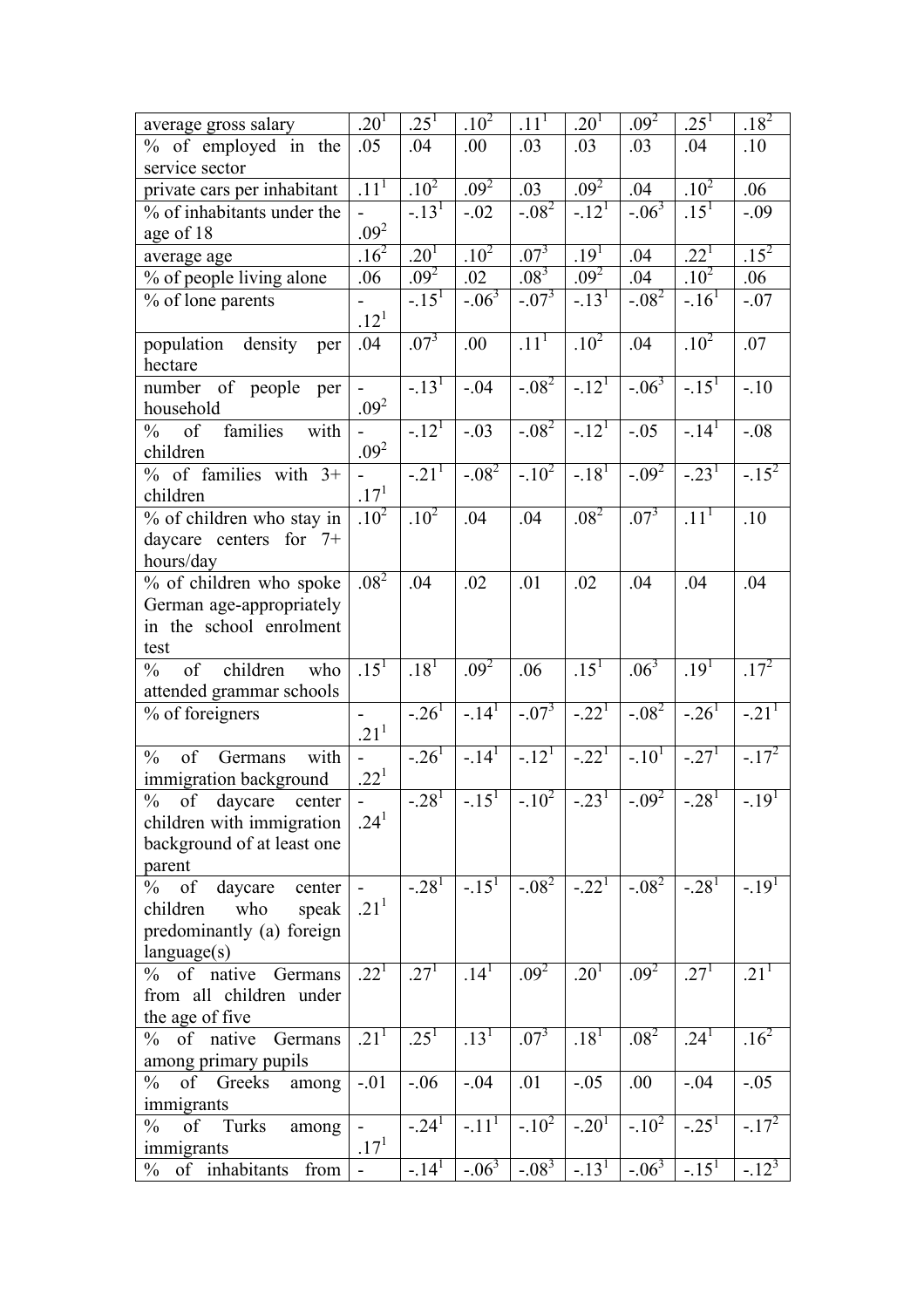| | | | | | | | | |
|---|---|---|---|---|---|---|---|---|
| average gross salary | .20[1] | .25[1] | .10[2] | .11[1] | .20[1] | .09[2] | .25[1] | .18[2] |
| % of employed in the service sector | .05 | .04 | .00 | .03 | .03 | .03 | .04 | .10 |
| private cars per inhabitant | .11[1] | .10[2] | .09[2] | .03 | .09[2] | .04 | .10[2] | .06 |
| % of inhabitants under the age of 18 | -.09[2] | -.13[1] | -.02 | -.08[2] | -.12[1] | -.06[3] | .15[1] | -.09 |
| average age | .16[2] | .20[1] | .10[2] | .07[3] | .19[1] | .04 | .22[1] | .15[2] |
| % of people living alone | .06 | .09[2] | .02 | .08[3] | .09[2] | .04 | .10[2] | .06 |
| % of lone parents | -.12[1] | -.15[1] | -.06[3] | -.07[3] | -.13[1] | -.08[2] | -.16[1] | -.07 |
| population density per hectare | .04 | .07[3] | .00 | .11[1] | .10[2] | .04 | .10[2] | .07 |
| number of people per household | -.09[2] | -.13[1] | -.04 | -.08[2] | -.12[1] | -.06[3] | -.15[1] | -.10 |
| % of families with children | -.09[2] | -.12[1] | -.03 | -.08[2] | -.12[1] | -.05 | -.14[1] | -.08 |
| % of families with 3+ children | -.17[1] | -.21[1] | -.08[2] | -.10[2] | -.18[1] | -.09[2] | -.23[1] | -.15[2] |
| % of children who stay in daycare centers for 7+ hours/day | .10[2] | .10[2] | .04 | .04 | .08[2] | .07[3] | .11[1] | .10 |
| % of children who spoke German age-appropriately in the school enrolment test | .08[2] | .04 | .02 | .01 | .02 | .04 | .04 | .04 |
| % of children who attended grammar schools | .15[1] | .18[1] | .09[2] | .06 | .15[1] | .06[3] | .19[1] | .17[2] |
| % of foreigners | -.21[1] | -.26[1] | -.14[1] | -.07[3] | -.22[1] | -.08[2] | -.26[1] | -.21[1] |
| % of Germans with immigration background | -.22[1] | -.26[1] | -.14[1] | -.12[1] | -.22[1] | -.10[1] | -.27[1] | -.17[2] |
| % of daycare center children with immigration background of at least one parent | -.24[1] | -.28[1] | -.15[1] | -.10[2] | -.23[1] | -.09[2] | -.28[1] | -.19[1] |
| % of daycare center children who speak predominantly (a) foreign language(s) | -.21[1] | -.28[1] | -.15[1] | -.08[2] | -.22[1] | -.08[2] | -.28[1] | -.19[1] |
| % of native Germans from all children under the age of five | .22[1] | .27[1] | .14[1] | .09[2] | .20[1] | .09[2] | .27[1] | .21[1] |
| % of native Germans among primary pupils | .21[1] | .25[1] | .13[1] | .07[3] | .18[1] | .08[2] | .24[1] | .16[2] |
| % of Greeks among immigrants | -.01 | -.06 | -.04 | .01 | -.05 | .00 | -.04 | -.05 |
| % of Turks among immigrants | -.17[1] | -.24[1] | -.11[1] | -.10[2] | -.20[1] | -.10[2] | -.25[1] | -.17[2] |
| % of inhabitants from | - | -.14[1] | -.06[3] | -.08[3] | -.13[1] | -.06[3] | -.15[1] | -.12[3] |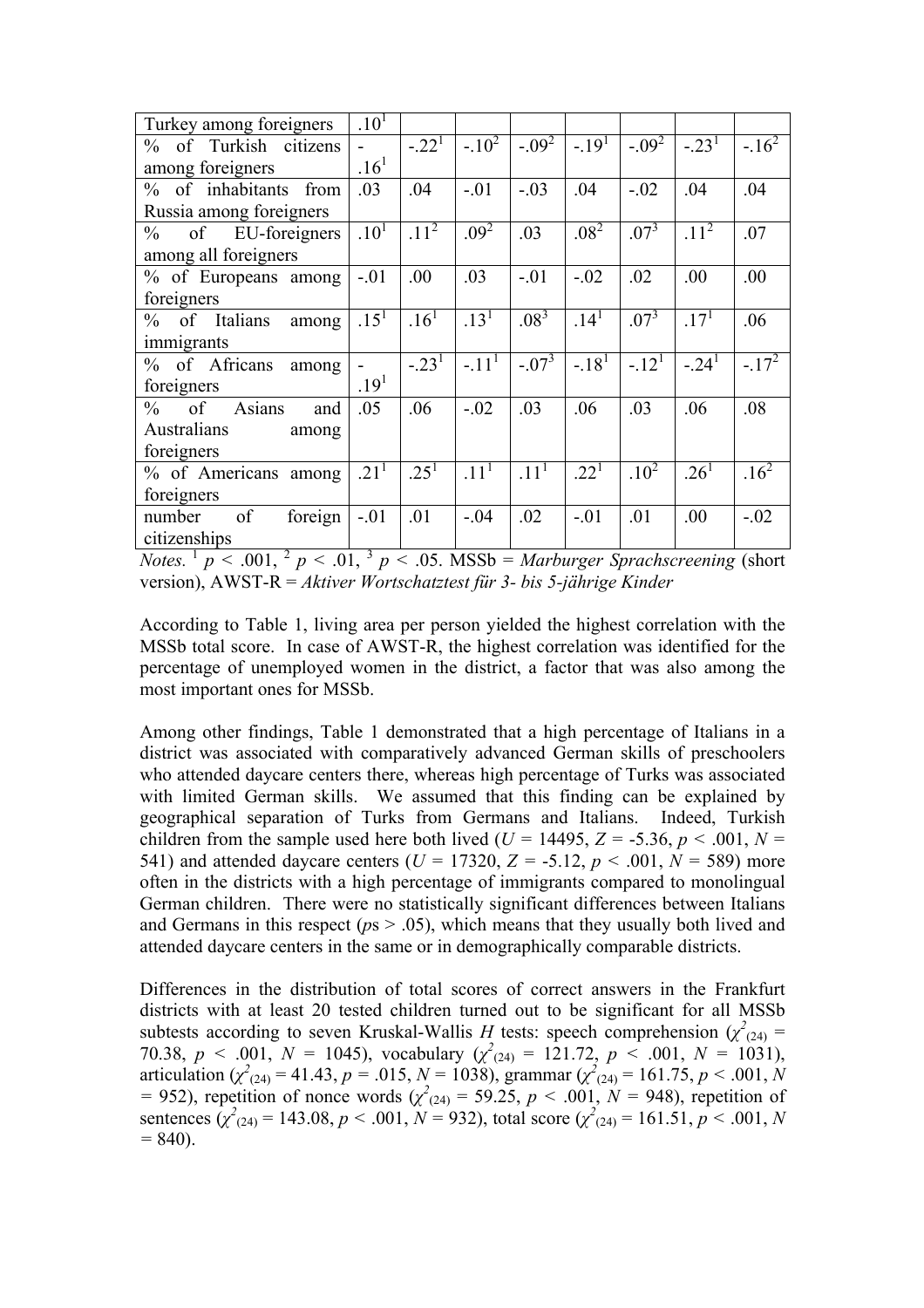| | | | | | | | | |
|---|---|---|---|---|---|---|---|---|
| Turkey among foreigners | .10[1] | | | | | | | |
| % of Turkish citizens among foreigners | -.16[1] | -.22[1] | -.10[2] | -.09[2] | -.19[1] | -.09[2] | -.23[1] | -.16[2] |
| % of inhabitants from Russia among foreigners | .03 | .04 | -.01 | -.03 | .04 | -.02 | .04 | .04 |
| % of EU-foreigners among all foreigners | .10[1] | .11[2] | .09[2] | .03 | .08[2] | .07[3] | .11[2] | .07 |
| % of Europeans among foreigners | -.01 | .00 | .03 | -.01 | -.02 | .02 | .00 | .00 |
| % of Italians among immigrants | .15[1] | .16[1] | .13[1] | .08[3] | .14[1] | .07[3] | .17[1] | .06 |
| % of Africans among foreigners | -.19[1] | -.23[1] | -.11[1] | -.07[3] | -.18[1] | -.12[1] | -.24[1] | -.17[2] |
| % of Asians and Australians among foreigners | .05 | .06 | -.02 | .03 | .06 | .03 | .06 | .08 |
| % of Americans among foreigners | .21[1] | .25[1] | .11[1] | .11[1] | .22[1] | .10[2] | .26[1] | .16[2] |
| number of foreign citizenships | -.01 | .01 | -.04 | .02 | -.01 | .01 | .00 | -.02 |

*Notes.* [1] $p < .001$, [2] $p < .01$, [3] $p < .05$. MSSb = *Marburger Sprachscreening* (short version), AWST-R = *Aktiver Wortschatztest für 3- bis 5-jährige Kinder*

According to Table 1, living area per person yielded the highest correlation with the MSSb total score. In case of AWST-R, the highest correlation was identified for the percentage of unemployed women in the district, a factor that was also among the most important ones for MSSb.

Among other findings, Table 1 demonstrated that a high percentage of Italians in a district was associated with comparatively advanced German skills of preschoolers who attended daycare centers there, whereas high percentage of Turks was associated with limited German skills. We assumed that this finding can be explained by geographical separation of Turks from Germans and Italians. Indeed, Turkish children from the sample used here both lived ($U$ = 14495, $Z$ = -5.36, $p < .001$, $N$ = 541) and attended daycare centers ($U$ = 17320, $Z$ = -5.12, $p < .001$, $N$ = 589) more often in the districts with a high percentage of immigrants compared to monolingual German children. There were no statistically significant differences between Italians and Germans in this respect ($p$s > .05), which means that they usually both lived and attended daycare centers in the same or in demographically comparable districts.

Differences in the distribution of total scores of correct answers in the Frankfurt districts with at least 20 tested children turned out to be significant for all MSSb subtests according to seven Kruskal-Wallis $H$ tests: speech comprehension ($\chi^2_{(24)}$ = 70.38, $p < .001$, $N$ = 1045), vocabulary ($\chi^2_{(24)}$ = 121.72, $p < .001$, $N$ = 1031), articulation ($\chi^2_{(24)}$ = 41.43, $p$ = .015, $N$ = 1038), grammar ($\chi^2_{(24)}$ = 161.75, $p < .001$, $N$ = 952), repetition of nonce words ($\chi^2_{(24)}$ = 59.25, $p < .001$, $N$ = 948), repetition of sentences ($\chi^2_{(24)}$ = 143.08, $p < .001$, $N$ = 932), total score ($\chi^2_{(24)}$ = 161.51, $p < .001$, $N$ = 840).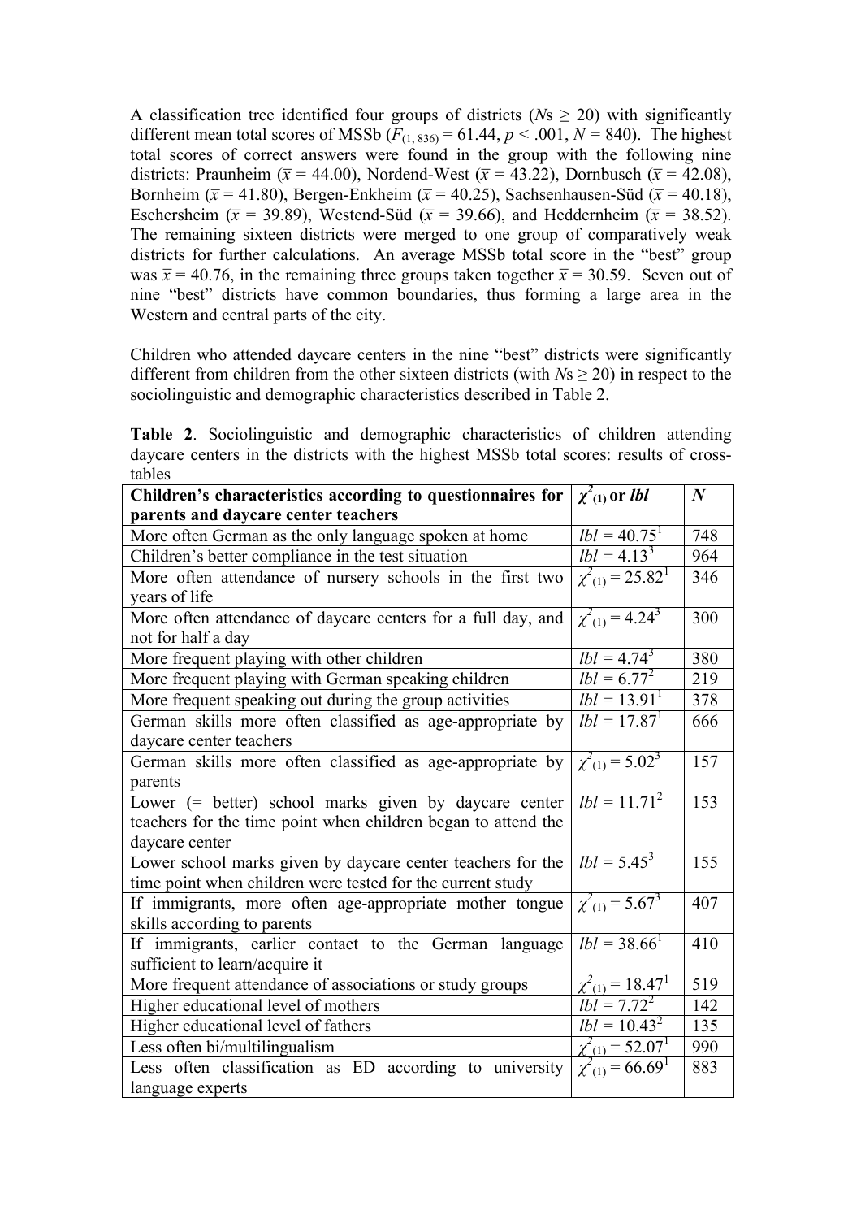A classification tree identified four groups of districts ($N$s $\geq$ 20) with significantly different mean total scores of MSSb ($F_{(1, 836)} = 61.44$, $p < .001$, $N = 840$). The highest total scores of correct answers were found in the group with the following nine districts: Praunheim ($\bar{x} = 44.00$), Nordend-West ($\bar{x} = 43.22$), Dornbusch ($\bar{x} = 42.08$), Bornheim ($\bar{x} = 41.80$), Bergen-Enkheim ($\bar{x} = 40.25$), Sachsenhausen-Süd ($\bar{x} = 40.18$), Eschersheim ($\bar{x} = 39.89$), Westend-Süd ($\bar{x} = 39.66$), and Heddernheim ($\bar{x} = 38.52$). The remaining sixteen districts were merged to one group of comparatively weak districts for further calculations. An average MSSb total score in the "best" group was $\bar{x} = 40.76$, in the remaining three groups taken together $\bar{x} = 30.59$. Seven out of nine "best" districts have common boundaries, thus forming a large area in the Western and central parts of the city.

Children who attended daycare centers in the nine "best" districts were significantly different from children from the other sixteen districts (with $N$s $\geq$ 20) in respect to the sociolinguistic and demographic characteristics described in Table 2.

**Table 2**. Sociolinguistic and demographic characteristics of children attending daycare centers in the districts with the highest MSSb total scores: results of cross-tables

| Children's characteristics according to questionnaires for parents and daycare center teachers | $\chi^2_{(1)}$ or *lbl* | *N* |
|---|---|---|
| More often German as the only language spoken at home | *lbl* = 40.75[1] | 748 |
| Children's better compliance in the test situation | *lbl* = 4.13[3] | 964 |
| More often attendance of nursery schools in the first two years of life | $\chi^2_{(1)} = 25.82$[1] | 346 |
| More often attendance of daycare centers for a full day, and not for half a day | $\chi^2_{(1)} = 4.24$[3] | 300 |
| More frequent playing with other children | *lbl* = 4.74[3] | 380 |
| More frequent playing with German speaking children | *lbl* = 6.77[2] | 219 |
| More frequent speaking out during the group activities | *lbl* = 13.91[1] | 378 |
| German skills more often classified as age-appropriate by daycare center teachers | *lbl* = 17.87[1] | 666 |
| German skills more often classified as age-appropriate by parents | $\chi^2_{(1)} = 5.02$[3] | 157 |
| Lower (= better) school marks given by daycare center teachers for the time point when children began to attend the daycare center | *lbl* = 11.71[2] | 153 |
| Lower school marks given by daycare center teachers for the time point when children were tested for the current study | *lbl* = 5.45[3] | 155 |
| If immigrants, more often age-appropriate mother tongue skills according to parents | $\chi^2_{(1)} = 5.67$[3] | 407 |
| If immigrants, earlier contact to the German language sufficient to learn/acquire it | *lbl* = 38.66[1] | 410 |
| More frequent attendance of associations or study groups | $\chi^2_{(1)} = 18.47$[1] | 519 |
| Higher educational level of mothers | *lbl* = 7.72[2] | 142 |
| Higher educational level of fathers | *lbl* = 10.43[2] | 135 |
| Less often bi/multilingualism | $\chi^2_{(1)} = 52.07$[1] | 990 |
| Less often classification as ED according to university language experts | $\chi^2_{(1)} = 66.69$[1] | 883 |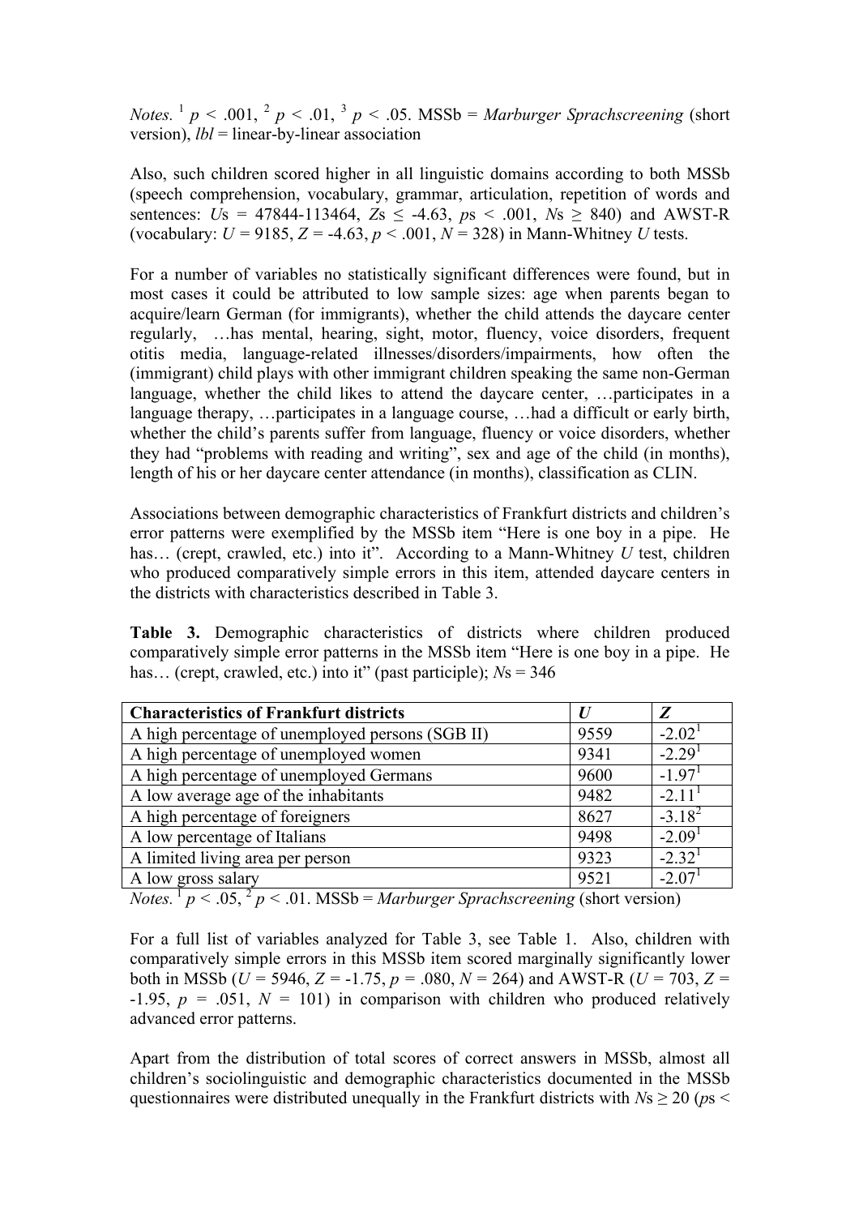*Notes.* [1] $p < .001$, [2] $p < .01$, [3] $p < .05$. MSSb = *Marburger Sprachscreening* (short version), *lbl* = linear-by-linear association

Also, such children scored higher in all linguistic domains according to both MSSb (speech comprehension, vocabulary, grammar, articulation, repetition of words and sentences: $U$s = 47844-113464, $Z$s ≤ -4.63, $p$s < .001, $N$s ≥ 840) and AWST-R (vocabulary: $U$ = 9185, $Z$ = -4.63, $p$ < .001, $N$ = 328) in Mann-Whitney $U$ tests.

For a number of variables no statistically significant differences were found, but in most cases it could be attributed to low sample sizes: age when parents began to acquire/learn German (for immigrants), whether the child attends the daycare center regularly, …has mental, hearing, sight, motor, fluency, voice disorders, frequent otitis media, language-related illnesses/disorders/impairments, how often the (immigrant) child plays with other immigrant children speaking the same non-German language, whether the child likes to attend the daycare center, …participates in a language therapy, …participates in a language course, …had a difficult or early birth, whether the child's parents suffer from language, fluency or voice disorders, whether they had "problems with reading and writing", sex and age of the child (in months), length of his or her daycare center attendance (in months), classification as CLIN.

Associations between demographic characteristics of Frankfurt districts and children's error patterns were exemplified by the MSSb item "Here is one boy in a pipe. He has… (crept, crawled, etc.) into it". According to a Mann-Whitney $U$ test, children who produced comparatively simple errors in this item, attended daycare centers in the districts with characteristics described in Table 3.

**Table 3.** Demographic characteristics of districts where children produced comparatively simple error patterns in the MSSb item "Here is one boy in a pipe. He has… (crept, crawled, etc.) into it" (past participle); $N$s = 346

| **Characteristics of Frankfurt districts** | ***U*** | ***Z*** |
|---|---|---|
| A high percentage of unemployed persons (SGB II) | 9559 | -2.02[1] |
| A high percentage of unemployed women | 9341 | -2.29[1] |
| A high percentage of unemployed Germans | 9600 | -1.97[1] |
| A low average age of the inhabitants | 9482 | -2.11[1] |
| A high percentage of foreigners | 8627 | -3.18[2] |
| A low percentage of Italians | 9498 | -2.09[1] |
| A limited living area per person | 9323 | -2.32[1] |
| A low gross salary | 9521 | -2.07[1] |

*Notes.* [1] $p < .05$, [2] $p < .01$. MSSb = *Marburger Sprachscreening* (short version)

For a full list of variables analyzed for Table 3, see Table 1. Also, children with comparatively simple errors in this MSSb item scored marginally significantly lower both in MSSb ($U$ = 5946, $Z$ = -1.75, $p$ = .080, $N$ = 264) and AWST-R ($U$ = 703, $Z$ = -1.95, $p$ = .051, $N$ = 101) in comparison with children who produced relatively advanced error patterns.

Apart from the distribution of total scores of correct answers in MSSb, almost all children's sociolinguistic and demographic characteristics documented in the MSSb questionnaires were distributed unequally in the Frankfurt districts with $N$s ≥ 20 ($p$s <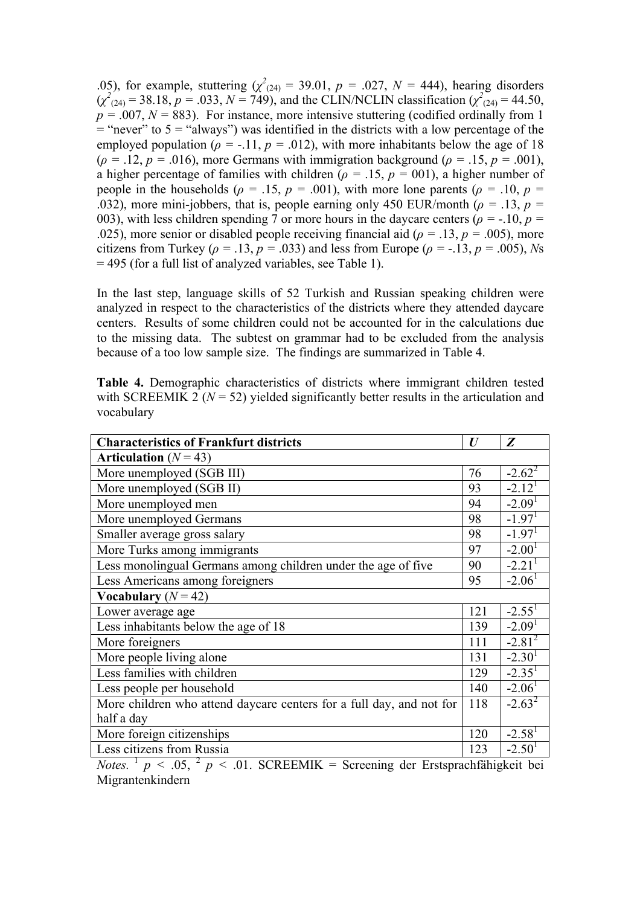.05), for example, stuttering ($\chi^2_{(24)}$ = 39.01, $p$ = .027, $N$ = 444), hearing disorders ($\chi^2_{(24)}$ = 38.18, $p$ = .033, $N$ = 749), and the CLIN/NCLIN classification ($\chi^2_{(24)}$ = 44.50, $p$ = .007, $N$ = 883). For instance, more intensive stuttering (codified ordinally from 1 = "never" to 5 = "always") was identified in the districts with a low percentage of the employed population ($\rho$ = -.11, $p$ = .012), with more inhabitants below the age of 18 ($\rho$ = .12, $p$ = .016), more Germans with immigration background ($\rho$ = .15, $p$ = .001), a higher percentage of families with children ($\rho$ = .15, $p$ = 001), a higher number of people in the households ($\rho$ = .15, $p$ = .001), with more lone parents ($\rho$ = .10, $p$ = .032), more mini-jobbers, that is, people earning only 450 EUR/month ($\rho$ = .13, $p$ = 003), with less children spending 7 or more hours in the daycare centers ($\rho$ = -.10, $p$ = .025), more senior or disabled people receiving financial aid ($\rho$ = .13, $p$ = .005), more citizens from Turkey ($\rho$ = .13, $p$ = .033) and less from Europe ($\rho$ = -.13, $p$ = .005), *N*s = 495 (for a full list of analyzed variables, see Table 1).

In the last step, language skills of 52 Turkish and Russian speaking children were analyzed in respect to the characteristics of the districts where they attended daycare centers. Results of some children could not be accounted for in the calculations due to the missing data. The subtest on grammar had to be excluded from the analysis because of a too low sample size. The findings are summarized in Table 4.

**Table 4.** Demographic characteristics of districts where immigrant children tested with SCREEMIK 2 ($N$ = 52) yielded significantly better results in the articulation and vocabulary

| **Characteristics of Frankfurt districts** | ***U*** | ***Z*** |
|---|---|---|
| **Articulation** ($N$ = 43) | | |
| More unemployed (SGB III) | 76 | -2.62[2] |
| More unemployed (SGB II) | 93 | -2.12[1] |
| More unemployed men | 94 | -2.09[1] |
| More unemployed Germans | 98 | -1.97[1] |
| Smaller average gross salary | 98 | -1.97[1] |
| More Turks among immigrants | 97 | -2.00[1] |
| Less monolingual Germans among children under the age of five | 90 | -2.21[1] |
| Less Americans among foreigners | 95 | -2.06[1] |
| **Vocabulary** ($N$ = 42) | | |
| Lower average age | 121 | -2.55[1] |
| Less inhabitants below the age of 18 | 139 | -2.09[1] |
| More foreigners | 111 | -2.81[2] |
| More people living alone | 131 | -2.30[1] |
| Less families with children | 129 | -2.35[1] |
| Less people per household | 140 | -2.06[1] |
| More children who attend daycare centers for a full day, and not for half a day | 118 | -2.63[2] |
| More foreign citizenships | 120 | -2.58[1] |
| Less citizens from Russia | 123 | -2.50[1] |

*Notes.* [1] $p$ < .05, [2] $p$ < .01. SCREEMIK = Screening der Erstsprachfähigkeit bei Migrantenkindern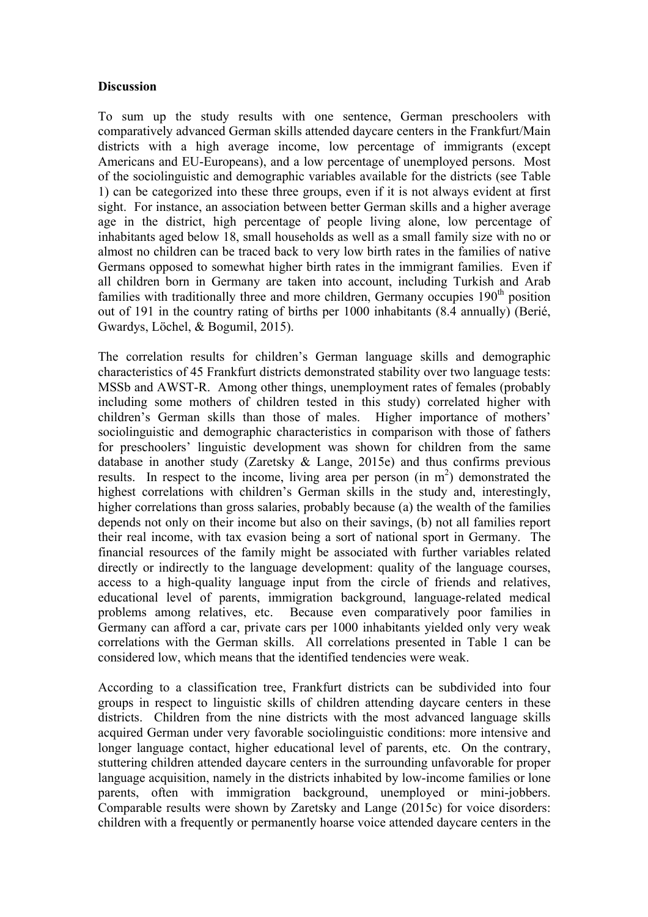**Discussion**

To sum up the study results with one sentence, German preschoolers with comparatively advanced German skills attended daycare centers in the Frankfurt/Main districts with a high average income, low percentage of immigrants (except Americans and EU-Europeans), and a low percentage of unemployed persons. Most of the sociolinguistic and demographic variables available for the districts (see Table 1) can be categorized into these three groups, even if it is not always evident at first sight. For instance, an association between better German skills and a higher average age in the district, high percentage of people living alone, low percentage of inhabitants aged below 18, small households as well as a small family size with no or almost no children can be traced back to very low birth rates in the families of native Germans opposed to somewhat higher birth rates in the immigrant families. Even if all children born in Germany are taken into account, including Turkish and Arab families with traditionally three and more children, Germany occupies 190th position out of 191 in the country rating of births per 1000 inhabitants (8.4 annually) (Berié, Gwardys, Löchel, & Bogumil, 2015).

The correlation results for children's German language skills and demographic characteristics of 45 Frankfurt districts demonstrated stability over two language tests: MSSb and AWST-R. Among other things, unemployment rates of females (probably including some mothers of children tested in this study) correlated higher with children's German skills than those of males. Higher importance of mothers' sociolinguistic and demographic characteristics in comparison with those of fathers for preschoolers' linguistic development was shown for children from the same database in another study (Zaretsky & Lange, 2015e) and thus confirms previous results. In respect to the income, living area per person (in $m^2$) demonstrated the highest correlations with children's German skills in the study and, interestingly, higher correlations than gross salaries, probably because (a) the wealth of the families depends not only on their income but also on their savings, (b) not all families report their real income, with tax evasion being a sort of national sport in Germany. The financial resources of the family might be associated with further variables related directly or indirectly to the language development: quality of the language courses, access to a high-quality language input from the circle of friends and relatives, educational level of parents, immigration background, language-related medical problems among relatives, etc. Because even comparatively poor families in Germany can afford a car, private cars per 1000 inhabitants yielded only very weak correlations with the German skills. All correlations presented in Table 1 can be considered low, which means that the identified tendencies were weak.

According to a classification tree, Frankfurt districts can be subdivided into four groups in respect to linguistic skills of children attending daycare centers in these districts. Children from the nine districts with the most advanced language skills acquired German under very favorable sociolinguistic conditions: more intensive and longer language contact, higher educational level of parents, etc. On the contrary, stuttering children attended daycare centers in the surrounding unfavorable for proper language acquisition, namely in the districts inhabited by low-income families or lone parents, often with immigration background, unemployed or mini-jobbers. Comparable results were shown by Zaretsky and Lange (2015c) for voice disorders: children with a frequently or permanently hoarse voice attended daycare centers in the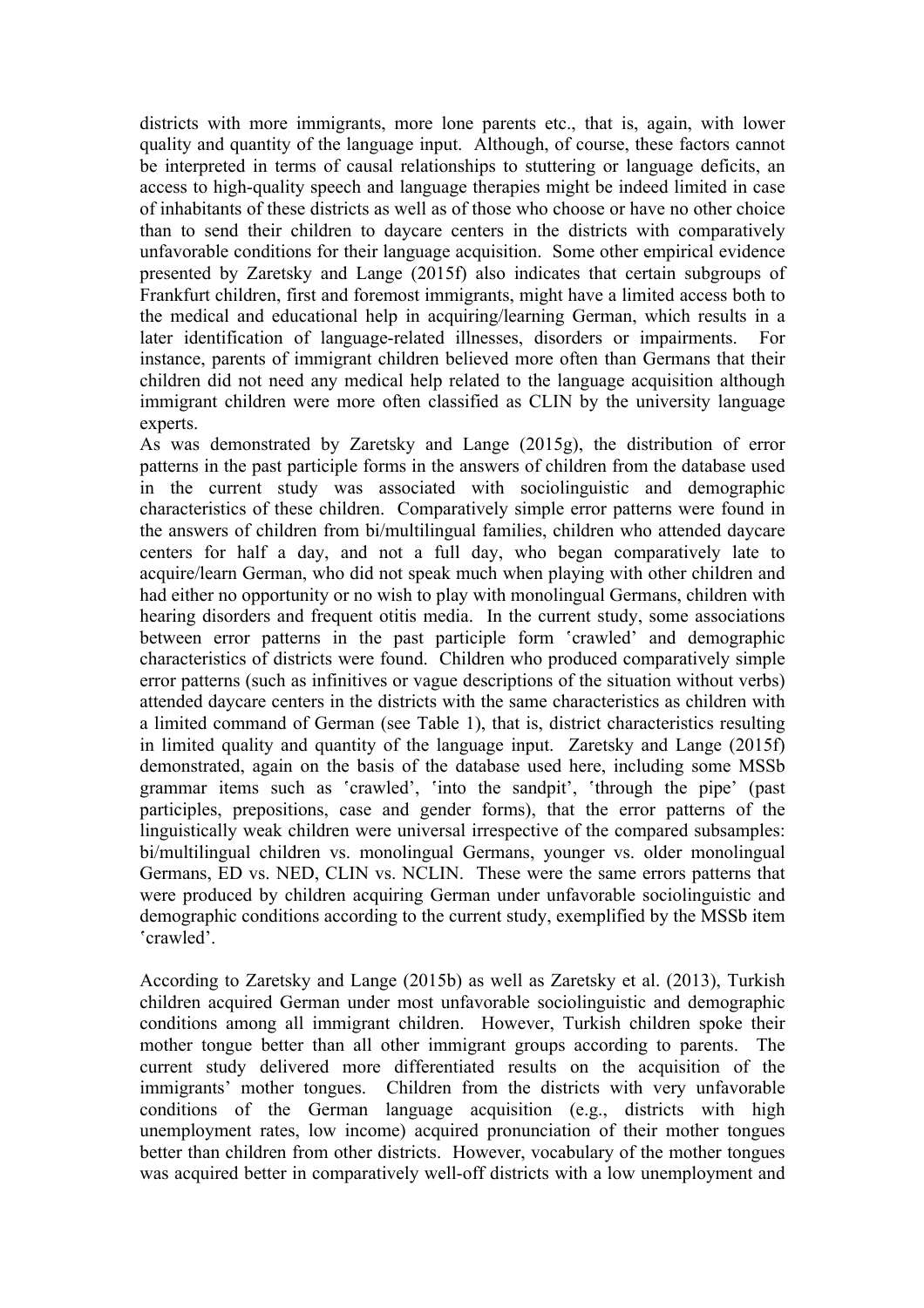districts with more immigrants, more lone parents etc., that is, again, with lower quality and quantity of the language input. Although, of course, these factors cannot be interpreted in terms of causal relationships to stuttering or language deficits, an access to high-quality speech and language therapies might be indeed limited in case of inhabitants of these districts as well as of those who choose or have no other choice than to send their children to daycare centers in the districts with comparatively unfavorable conditions for their language acquisition. Some other empirical evidence presented by Zaretsky and Lange (2015f) also indicates that certain subgroups of Frankfurt children, first and foremost immigrants, might have a limited access both to the medical and educational help in acquiring/learning German, which results in a later identification of language-related illnesses, disorders or impairments. For instance, parents of immigrant children believed more often than Germans that their children did not need any medical help related to the language acquisition although immigrant children were more often classified as CLIN by the university language experts.

As was demonstrated by Zaretsky and Lange (2015g), the distribution of error patterns in the past participle forms in the answers of children from the database used in the current study was associated with sociolinguistic and demographic characteristics of these children. Comparatively simple error patterns were found in the answers of children from bi/multilingual families, children who attended daycare centers for half a day, and not a full day, who began comparatively late to acquire/learn German, who did not speak much when playing with other children and had either no opportunity or no wish to play with monolingual Germans, children with hearing disorders and frequent otitis media. In the current study, some associations between error patterns in the past participle form 'crawled' and demographic characteristics of districts were found. Children who produced comparatively simple error patterns (such as infinitives or vague descriptions of the situation without verbs) attended daycare centers in the districts with the same characteristics as children with a limited command of German (see Table 1), that is, district characteristics resulting in limited quality and quantity of the language input. Zaretsky and Lange (2015f) demonstrated, again on the basis of the database used here, including some MSSb grammar items such as 'crawled', 'into the sandpit', 'through the pipe' (past participles, prepositions, case and gender forms), that the error patterns of the linguistically weak children were universal irrespective of the compared subsamples: bi/multilingual children vs. monolingual Germans, younger vs. older monolingual Germans, ED vs. NED, CLIN vs. NCLIN. These were the same errors patterns that were produced by children acquiring German under unfavorable sociolinguistic and demographic conditions according to the current study, exemplified by the MSSb item 'crawled'.

According to Zaretsky and Lange (2015b) as well as Zaretsky et al. (2013), Turkish children acquired German under most unfavorable sociolinguistic and demographic conditions among all immigrant children. However, Turkish children spoke their mother tongue better than all other immigrant groups according to parents. The current study delivered more differentiated results on the acquisition of the immigrants' mother tongues. Children from the districts with very unfavorable conditions of the German language acquisition (e.g., districts with high unemployment rates, low income) acquired pronunciation of their mother tongues better than children from other districts. However, vocabulary of the mother tongues was acquired better in comparatively well-off districts with a low unemployment and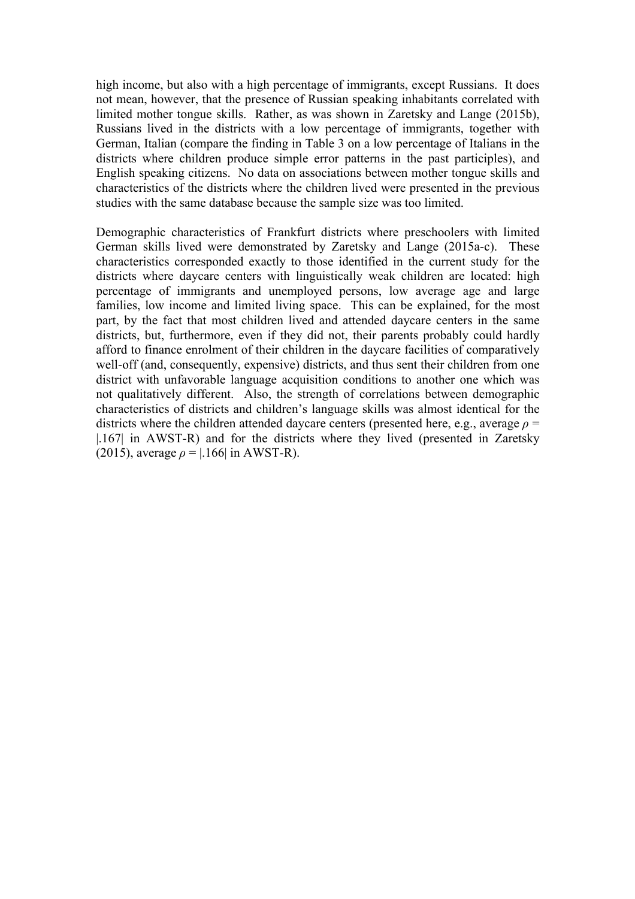high income, but also with a high percentage of immigrants, except Russians. It does not mean, however, that the presence of Russian speaking inhabitants correlated with limited mother tongue skills. Rather, as was shown in Zaretsky and Lange (2015b), Russians lived in the districts with a low percentage of immigrants, together with German, Italian (compare the finding in Table 3 on a low percentage of Italians in the districts where children produce simple error patterns in the past participles), and English speaking citizens. No data on associations between mother tongue skills and characteristics of the districts where the children lived were presented in the previous studies with the same database because the sample size was too limited.

Demographic characteristics of Frankfurt districts where preschoolers with limited German skills lived were demonstrated by Zaretsky and Lange (2015a-c). These characteristics corresponded exactly to those identified in the current study for the districts where daycare centers with linguistically weak children are located: high percentage of immigrants and unemployed persons, low average age and large families, low income and limited living space. This can be explained, for the most part, by the fact that most children lived and attended daycare centers in the same districts, but, furthermore, even if they did not, their parents probably could hardly afford to finance enrolment of their children in the daycare facilities of comparatively well-off (and, consequently, expensive) districts, and thus sent their children from one district with unfavorable language acquisition conditions to another one which was not qualitatively different. Also, the strength of correlations between demographic characteristics of districts and children's language skills was almost identical for the districts where the children attended daycare centers (presented here, e.g., average $\rho = |.167|$ in AWST-R) and for the districts where they lived (presented in Zaretsky (2015), average $\rho = |.166|$ in AWST-R).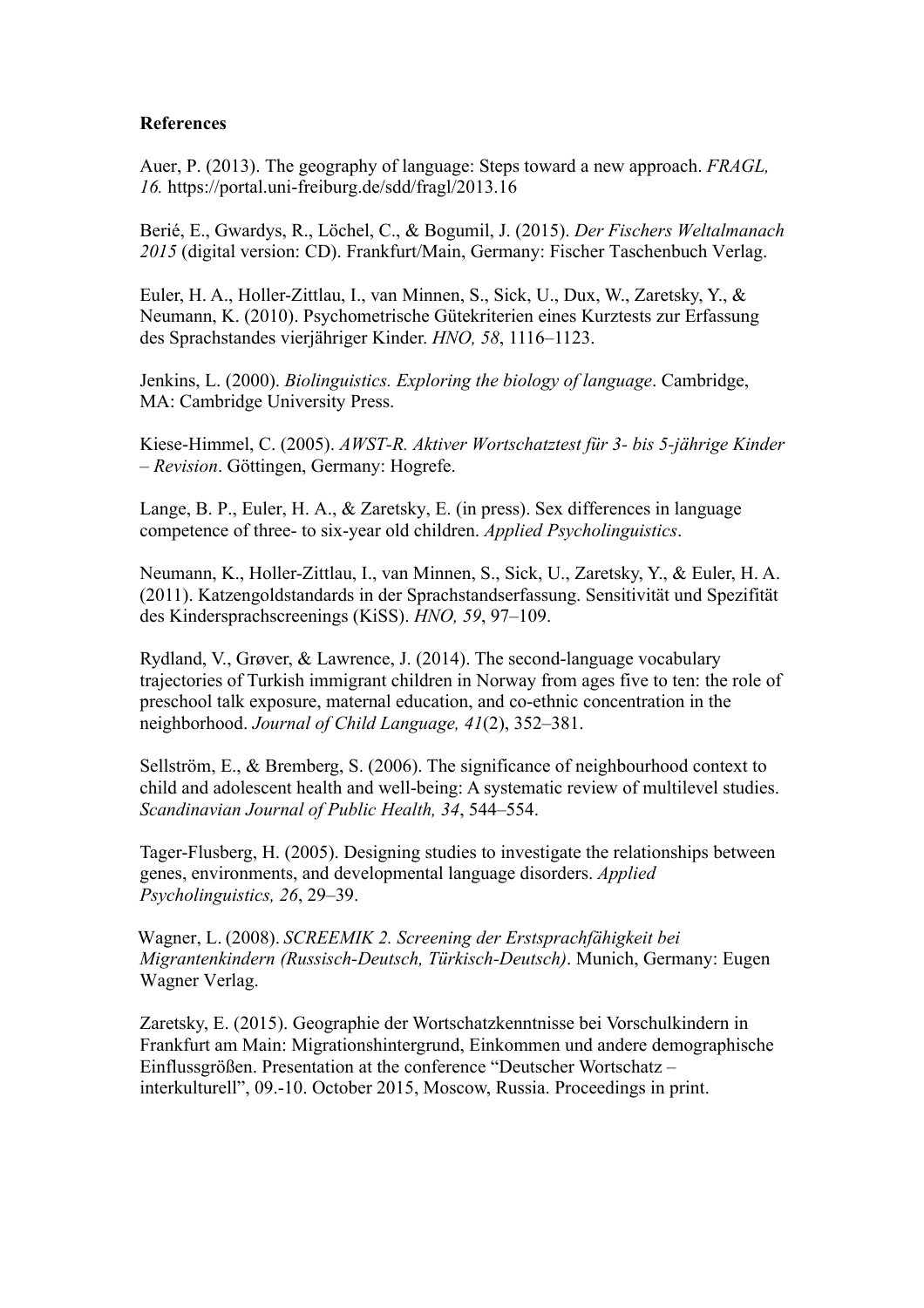**References**

Auer, P. (2013). The geography of language: Steps toward a new approach. *FRAGL, 16.* https://portal.uni-freiburg.de/sdd/fragl/2013.16

Berié, E., Gwardys, R., Löchel, C., & Bogumil, J. (2015). *Der Fischers Weltalmanach 2015* (digital version: CD). Frankfurt/Main, Germany: Fischer Taschenbuch Verlag.

Euler, H. A., Holler-Zittlau, I., van Minnen, S., Sick, U., Dux, W., Zaretsky, Y., & Neumann, K. (2010). Psychometrische Gütekriterien eines Kurztests zur Erfassung des Sprachstandes vierjähriger Kinder. *HNO, 58*, 1116–1123.

Jenkins, L. (2000). *Biolinguistics. Exploring the biology of language*. Cambridge, MA: Cambridge University Press.

Kiese-Himmel, C. (2005). *AWST-R. Aktiver Wortschatztest für 3- bis 5-jährige Kinder – Revision*. Göttingen, Germany: Hogrefe.

Lange, B. P., Euler, H. A., & Zaretsky, E. (in press). Sex differences in language competence of three- to six-year old children. *Applied Psycholinguistics*.

Neumann, K., Holler-Zittlau, I., van Minnen, S., Sick, U., Zaretsky, Y., & Euler, H. A. (2011). Katzengoldstandards in der Sprachstandserfassung. Sensitivität und Spezifität des Kindersprachscreenings (KiSS). *HNO, 59*, 97–109.

Rydland, V., Grøver, & Lawrence, J. (2014). The second-language vocabulary trajectories of Turkish immigrant children in Norway from ages five to ten: the role of preschool talk exposure, maternal education, and co-ethnic concentration in the neighborhood. *Journal of Child Language, 41*(2), 352–381.

Sellström, E., & Bremberg, S. (2006). The significance of neighbourhood context to child and adolescent health and well-being: A systematic review of multilevel studies. *Scandinavian Journal of Public Health, 34*, 544–554.

Tager-Flusberg, H. (2005). Designing studies to investigate the relationships between genes, environments, and developmental language disorders. *Applied Psycholinguistics, 26*, 29–39.

Wagner, L. (2008). *SCREEMIK 2. Screening der Erstsprachfähigkeit bei Migrantenkindern (Russisch-Deutsch, Türkisch-Deutsch)*. Munich, Germany: Eugen Wagner Verlag.

Zaretsky, E. (2015). Geographie der Wortschatzkenntnisse bei Vorschulkindern in Frankfurt am Main: Migrationshintergrund, Einkommen und andere demographische Einflussgrößen. Presentation at the conference "Deutscher Wortschatz – interkulturell", 09.-10. October 2015, Moscow, Russia. Proceedings in print.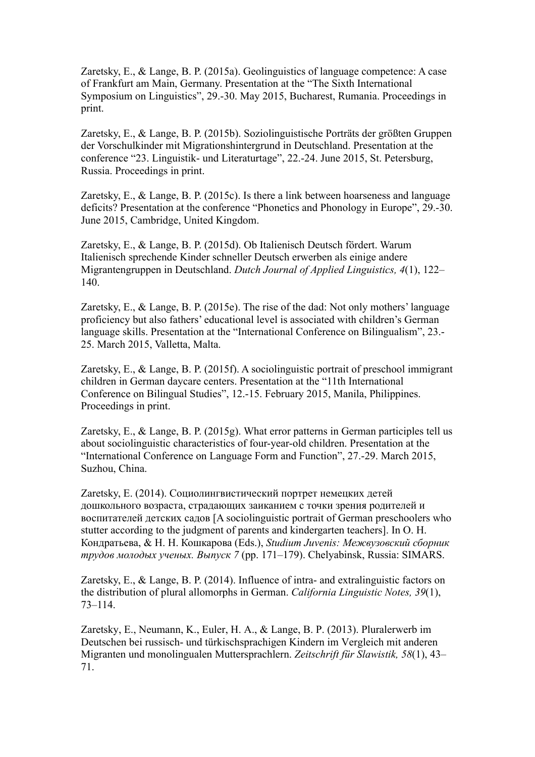Zaretsky, E., & Lange, B. P. (2015a). Geolinguistics of language competence: A case of Frankfurt am Main, Germany. Presentation at the “The Sixth International Symposium on Linguistics”, 29.-30. May 2015, Bucharest, Rumania. Proceedings in print.

Zaretsky, E., & Lange, B. P. (2015b). Soziolinguistische Porträts der größten Gruppen der Vorschulkinder mit Migrationshintergrund in Deutschland. Presentation at the conference “23. Linguistik- und Literaturtage”, 22.-24. June 2015, St. Petersburg, Russia. Proceedings in print.

Zaretsky, E., & Lange, B. P. (2015c). Is there a link between hoarseness and language deficits? Presentation at the conference “Phonetics and Phonology in Europe”, 29.-30. June 2015, Cambridge, United Kingdom.

Zaretsky, E., & Lange, B. P. (2015d). Ob Italienisch Deutsch fördert. Warum Italienisch sprechende Kinder schneller Deutsch erwerben als einige andere Migrantengruppen in Deutschland. *Dutch Journal of Applied Linguistics, 4*(1), 122–140.

Zaretsky, E., & Lange, B. P. (2015e). The rise of the dad: Not only mothers’ language proficiency but also fathers’ educational level is associated with children’s German language skills. Presentation at the “International Conference on Bilingualism”, 23.-25. March 2015, Valletta, Malta.

Zaretsky, E., & Lange, B. P. (2015f). A sociolinguistic portrait of preschool immigrant children in German daycare centers. Presentation at the “11th International Conference on Bilingual Studies”, 12.-15. February 2015, Manila, Philippines. Proceedings in print.

Zaretsky, E., & Lange, B. P. (2015g). What error patterns in German participles tell us about sociolinguistic characteristics of four-year-old children. Presentation at the “International Conference on Language Form and Function”, 27.-29. March 2015, Suzhou, China.

Zaretsky, E. (2014). Социолингвистический портрет немецких детей дошкольного возраста, страдающих заиканием с точки зрения родителей и воспитателей детских садов [A sociolinguistic portrait of German preschoolers who stutter according to the judgment of parents and kindergarten teachers]. In О. Н. Кондратьева, & Н. Н. Кошкарова (Eds.), *Studium Juvenis: Межвузовский сборник трудов молодых ученых. Выпуск 7* (pp. 171–179). Chelyabinsk, Russia: SIMARS.

Zaretsky, E., & Lange, B. P. (2014). Influence of intra- and extralinguistic factors on the distribution of plural allomorphs in German. *California Linguistic Notes, 39*(1), 73–114.

Zaretsky, E., Neumann, K., Euler, H. A., & Lange, B. P. (2013). Pluralerwerb im Deutschen bei russisch- und türkischsprachigen Kindern im Vergleich mit anderen Migranten und monolingualen Muttersprachlern. *Zeitschrift für Slawistik, 58*(1), 43–71.